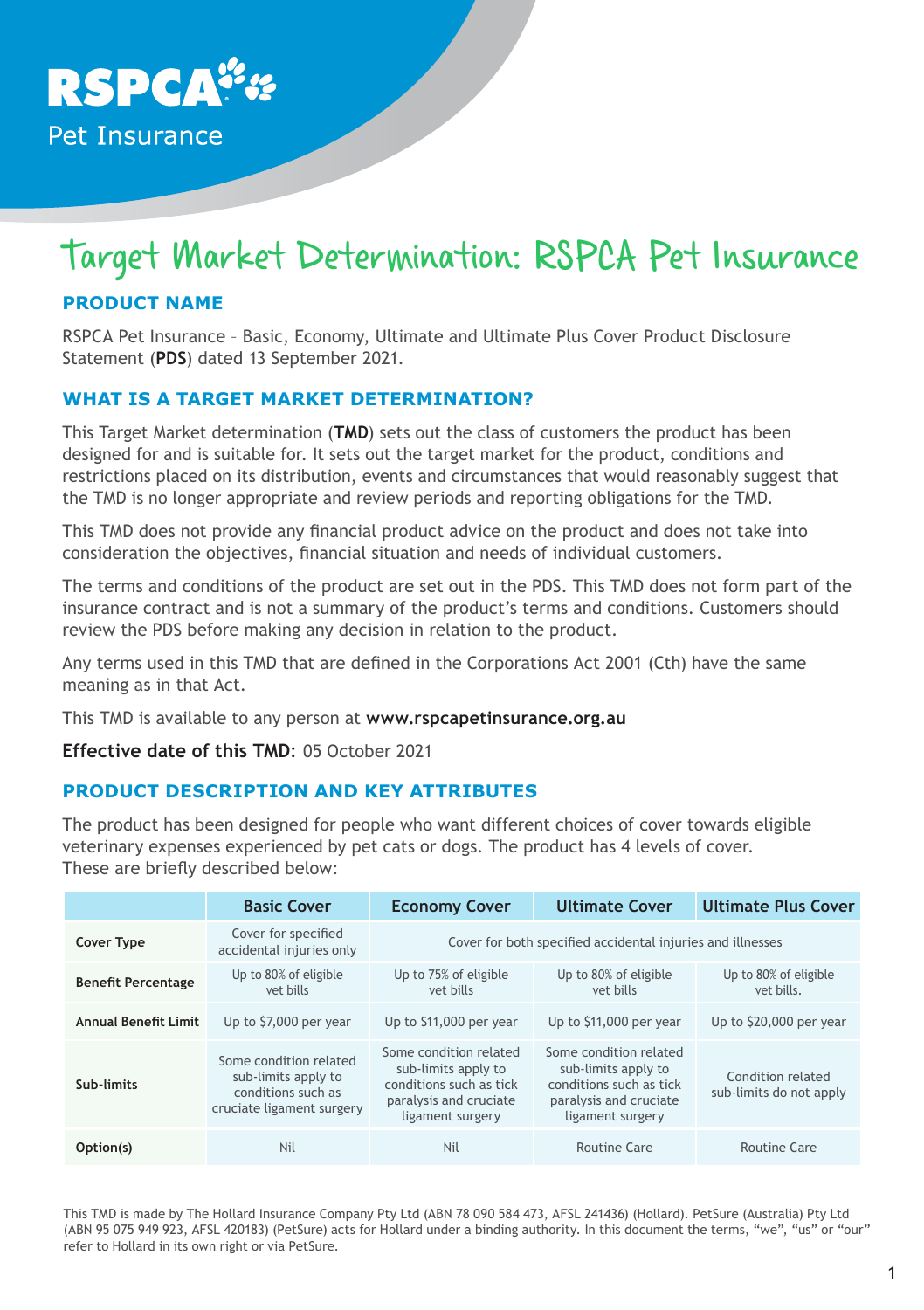RSPCA Pet Insurance

# Target Market Determination: RSPCA Pet Insurance

## PRODUCT NAME

RSPCA Pet Insurance – Basic, Economy, Ultimate and Ultimate Plus Cover Product Disclosure Statement (**PDS**) dated 13 September 2021.

## WHAT IS A TARGET MARKET DETERMINATION?

This Target Market determination (**TMD**) sets out the class of customers the product has been designed for and is suitable for. It sets out the target market for the product, conditions and restrictions placed on its distribution, events and circumstances that would reasonably suggest that the TMD is no longer appropriate and review periods and reporting obligations for the TMD.

This TMD does not provide any financial product advice on the product and does not take into consideration the objectives, financial situation and needs of individual customers.

The terms and conditions of the product are set out in the PDS. This TMD does not form part of the insurance contract and is not a summary of the product's terms and conditions. Customers should review the PDS before making any decision in relation to the product.

Any terms used in this TMD that are defined in the Corporations Act 2001 (Cth) have the same meaning as in that Act.

This TMD is available to any person at **www.rspcapetinsurance.org.au**

**Effective date of this TMD**: 05 October 2021

## PRODUCT DESCRIPTION AND KEY ATTRIBUTES

The product has been designed for people who want different choices of cover towards eligible veterinary expenses experienced by pet cats or dogs. The product has 4 levels of cover. These are briefly described below:

| | Basic Cover | Economy Cover | Ultimate Cover | Ultimate Plus Cover |
|---|---|---|---|---|
| **Cover Type** | Cover for specified accidental injuries only | Cover for both specified accidental injuries and illnesses | | |
| **Benefit Percentage** | Up to 80% of eligible vet bills | Up to 75% of eligible vet bills | Up to 80% of eligible vet bills | Up to 80% of eligible vet bills. |
| **Annual Benefit Limit** | Up to $7,000 per year | Up to $11,000 per year | Up to $11,000 per year | Up to $20,000 per year |
| **Sub-limits** | Some condition related sub-limits apply to conditions such as cruciate ligament surgery | Some condition related sub-limits apply to conditions such as tick paralysis and cruciate ligament surgery | Some condition related sub-limits apply to conditions such as tick paralysis and cruciate ligament surgery | Condition related sub-limits do not apply |
| **Option(s)** | Nil | Nil | Routine Care | Routine Care |

This TMD is made by The Hollard Insurance Company Pty Ltd (ABN 78 090 584 473, AFSL 241436) (Hollard). PetSure (Australia) Pty Ltd (ABN 95 075 949 923, AFSL 420183) (PetSure) acts for Hollard under a binding authority. In this document the terms, "we", "us" or "our" refer to Hollard in its own right or via PetSure.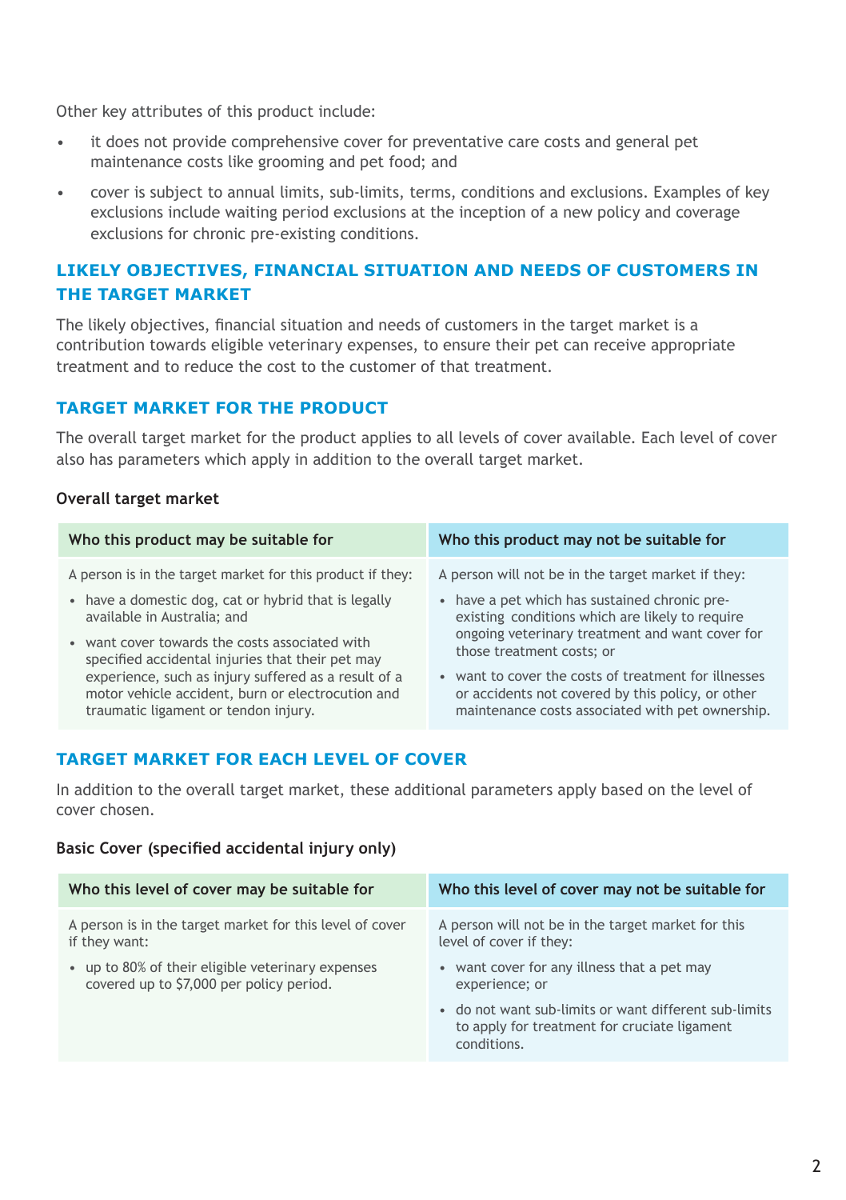Other key attributes of this product include:

- it does not provide comprehensive cover for preventative care costs and general pet maintenance costs like grooming and pet food; and
- cover is subject to annual limits, sub-limits, terms, conditions and exclusions. Examples of key exclusions include waiting period exclusions at the inception of a new policy and coverage exclusions for chronic pre-existing conditions.

## LIKELY OBJECTIVES, FINANCIAL SITUATION AND NEEDS OF CUSTOMERS IN THE TARGET MARKET

The likely objectives, financial situation and needs of customers in the target market is a contribution towards eligible veterinary expenses, to ensure their pet can receive appropriate treatment and to reduce the cost to the customer of that treatment.

## TARGET MARKET FOR THE PRODUCT

The overall target market for the product applies to all levels of cover available. Each level of cover also has parameters which apply in addition to the overall target market.

**Overall target market**

| Who this product may be suitable for | Who this product may not be suitable for |
|---|---|
| A person is in the target market for this product if they:<br>• have a domestic dog, cat or hybrid that is legally available in Australia; and<br>• want cover towards the costs associated with specified accidental injuries that their pet may experience, such as injury suffered as a result of a motor vehicle accident, burn or electrocution and traumatic ligament or tendon injury. | A person will not be in the target market if they:<br>• have a pet which has sustained chronic pre-existing conditions which are likely to require ongoing veterinary treatment and want cover for those treatment costs; or<br>• want to cover the costs of treatment for illnesses or accidents not covered by this policy, or other maintenance costs associated with pet ownership. |

## TARGET MARKET FOR EACH LEVEL OF COVER

In addition to the overall target market, these additional parameters apply based on the level of cover chosen.

**Basic Cover (specified accidental injury only)**

| Who this level of cover may be suitable for | Who this level of cover may not be suitable for |
|---|---|
| A person is in the target market for this level of cover if they want:<br>• up to 80% of their eligible veterinary expenses covered up to $7,000 per policy period. | A person will not be in the target market for this level of cover if they:<br>• want cover for any illness that a pet may experience; or<br>• do not want sub-limits or want different sub-limits to apply for treatment for cruciate ligament conditions. |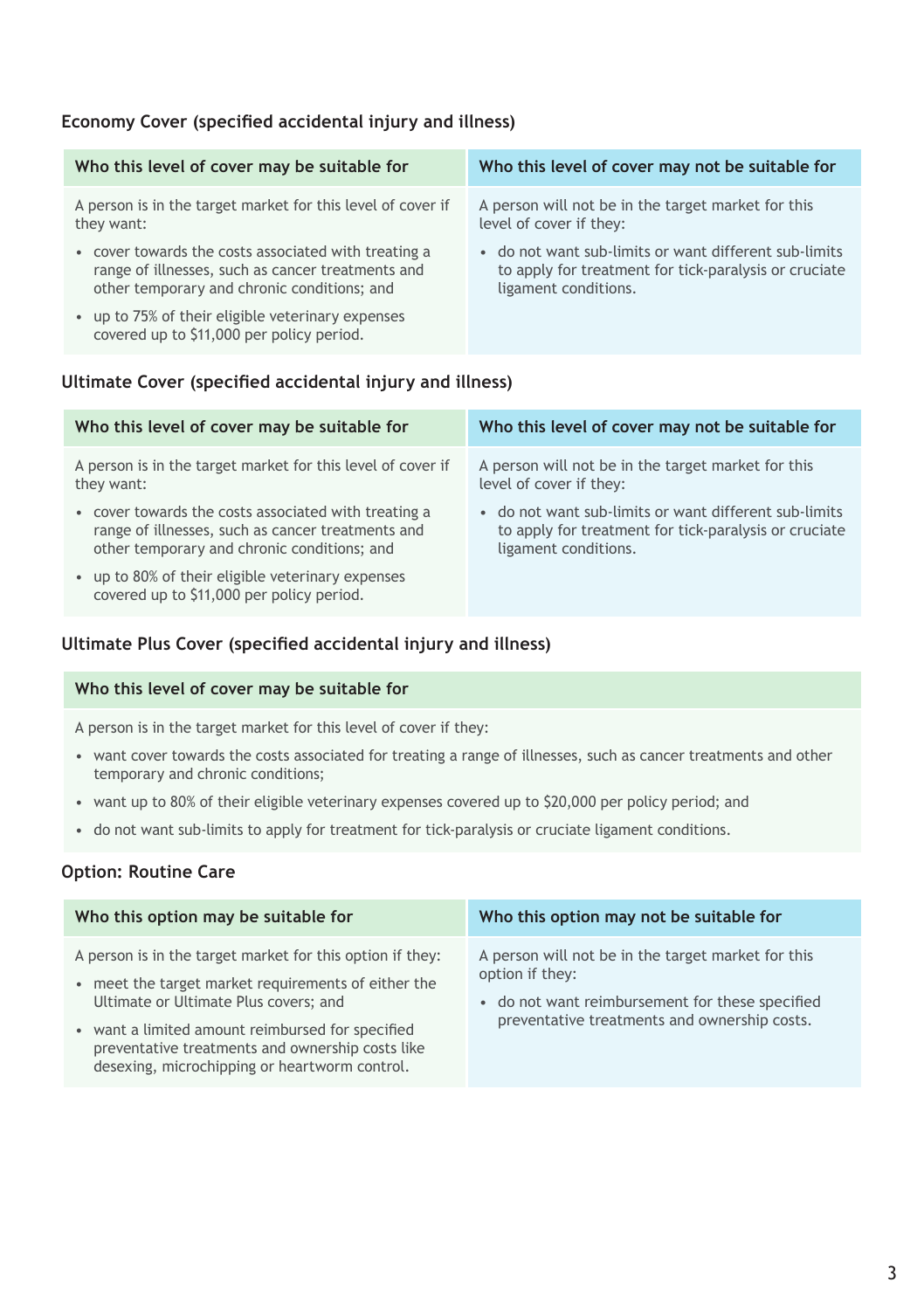### Economy Cover (specified accidental injury and illness)

| Who this level of cover may be suitable for | Who this level of cover may not be suitable for |
|---|---|
| A person is in the target market for this level of cover if they want:<br>• cover towards the costs associated with treating a range of illnesses, such as cancer treatments and other temporary and chronic conditions; and<br>• up to 75% of their eligible veterinary expenses covered up to $11,000 per policy period. | A person will not be in the target market for this level of cover if they:<br>• do not want sub-limits or want different sub-limits to apply for treatment for tick-paralysis or cruciate ligament conditions. |

### Ultimate Cover (specified accidental injury and illness)

| Who this level of cover may be suitable for | Who this level of cover may not be suitable for |
|---|---|
| A person is in the target market for this level of cover if they want:<br>• cover towards the costs associated with treating a range of illnesses, such as cancer treatments and other temporary and chronic conditions; and<br>• up to 80% of their eligible veterinary expenses covered up to $11,000 per policy period. | A person will not be in the target market for this level of cover if they:<br>• do not want sub-limits or want different sub-limits to apply for treatment for tick-paralysis or cruciate ligament conditions. |

### Ultimate Plus Cover (specified accidental injury and illness)

| Who this level of cover may be suitable for |
|---|
| A person is in the target market for this level of cover if they:<br>• want cover towards the costs associated for treating a range of illnesses, such as cancer treatments and other temporary and chronic conditions;<br>• want up to 80% of their eligible veterinary expenses covered up to $20,000 per policy period; and<br>• do not want sub-limits to apply for treatment for tick-paralysis or cruciate ligament conditions. |

### Option: Routine Care

| Who this option may be suitable for | Who this option may not be suitable for |
|---|---|
| A person is in the target market for this option if they:<br>• meet the target market requirements of either the Ultimate or Ultimate Plus covers; and<br>• want a limited amount reimbursed for specified preventative treatments and ownership costs like desexing, microchipping or heartworm control. | A person will not be in the target market for this option if they:<br>• do not want reimbursement for these specified preventative treatments and ownership costs. |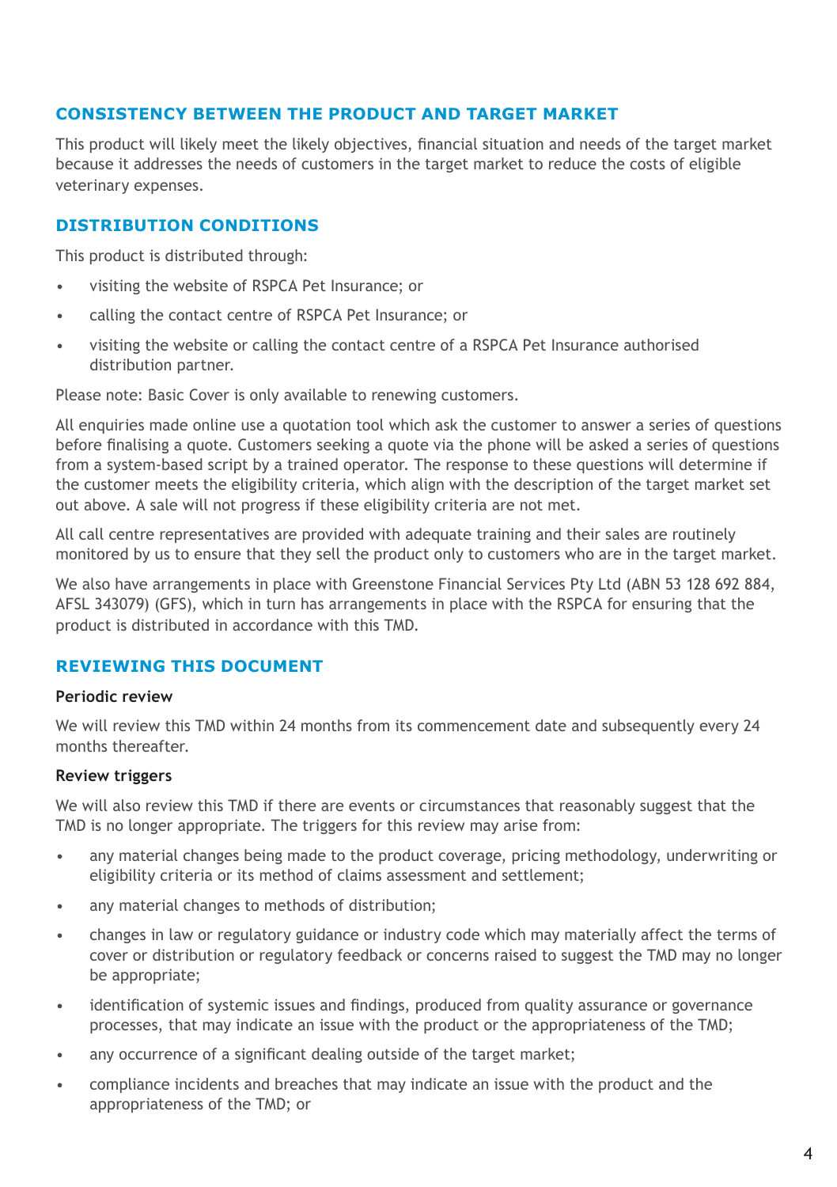## CONSISTENCY BETWEEN THE PRODUCT AND TARGET MARKET

This product will likely meet the likely objectives, financial situation and needs of the target market because it addresses the needs of customers in the target market to reduce the costs of eligible veterinary expenses.

## DISTRIBUTION CONDITIONS

This product is distributed through:

- visiting the website of RSPCA Pet Insurance; or
- calling the contact centre of RSPCA Pet Insurance; or
- visiting the website or calling the contact centre of a RSPCA Pet Insurance authorised distribution partner.

Please note: Basic Cover is only available to renewing customers.

All enquiries made online use a quotation tool which ask the customer to answer a series of questions before finalising a quote. Customers seeking a quote via the phone will be asked a series of questions from a system-based script by a trained operator. The response to these questions will determine if the customer meets the eligibility criteria, which align with the description of the target market set out above. A sale will not progress if these eligibility criteria are not met.

All call centre representatives are provided with adequate training and their sales are routinely monitored by us to ensure that they sell the product only to customers who are in the target market.

We also have arrangements in place with Greenstone Financial Services Pty Ltd (ABN 53 128 692 884, AFSL 343079) (GFS), which in turn has arrangements in place with the RSPCA for ensuring that the product is distributed in accordance with this TMD.

## REVIEWING THIS DOCUMENT

**Periodic review**

We will review this TMD within 24 months from its commencement date and subsequently every 24 months thereafter.

**Review triggers**

We will also review this TMD if there are events or circumstances that reasonably suggest that the TMD is no longer appropriate. The triggers for this review may arise from:

- any material changes being made to the product coverage, pricing methodology, underwriting or eligibility criteria or its method of claims assessment and settlement;
- any material changes to methods of distribution;
- changes in law or regulatory guidance or industry code which may materially affect the terms of cover or distribution or regulatory feedback or concerns raised to suggest the TMD may no longer be appropriate;
- identification of systemic issues and findings, produced from quality assurance or governance processes, that may indicate an issue with the product or the appropriateness of the TMD;
- any occurrence of a significant dealing outside of the target market;
- compliance incidents and breaches that may indicate an issue with the product and the appropriateness of the TMD; or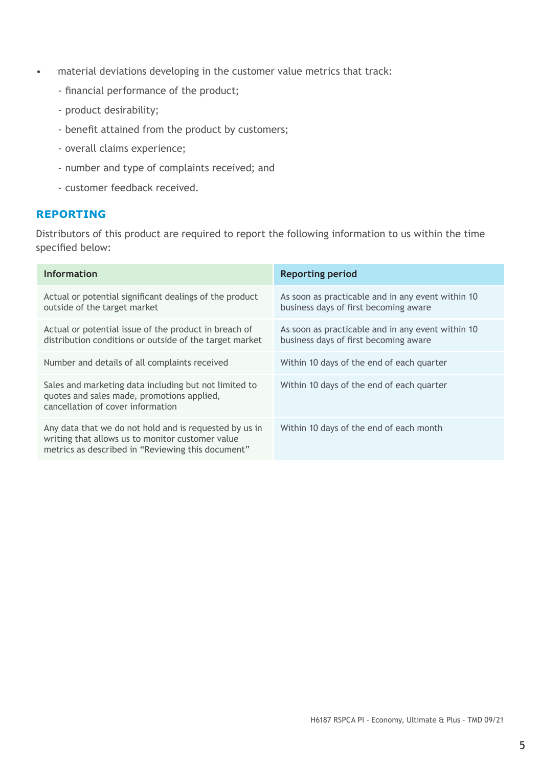- material deviations developing in the customer value metrics that track:
  - financial performance of the product;
  - product desirability;
  - benefit attained from the product by customers;
  - overall claims experience;
  - number and type of complaints received; and
  - customer feedback received.

## REPORTING

Distributors of this product are required to report the following information to us within the time specified below:

| Information | Reporting period |
| --- | --- |
| Actual or potential significant dealings of the product outside of the target market | As soon as practicable and in any event within 10 business days of first becoming aware |
| Actual or potential issue of the product in breach of distribution conditions or outside of the target market | As soon as practicable and in any event within 10 business days of first becoming aware |
| Number and details of all complaints received | Within 10 days of the end of each quarter |
| Sales and marketing data including but not limited to quotes and sales made, promotions applied, cancellation of cover information | Within 10 days of the end of each quarter |
| Any data that we do not hold and is requested by us in writing that allows us to monitor customer value metrics as described in "Reviewing this document" | Within 10 days of the end of each month |